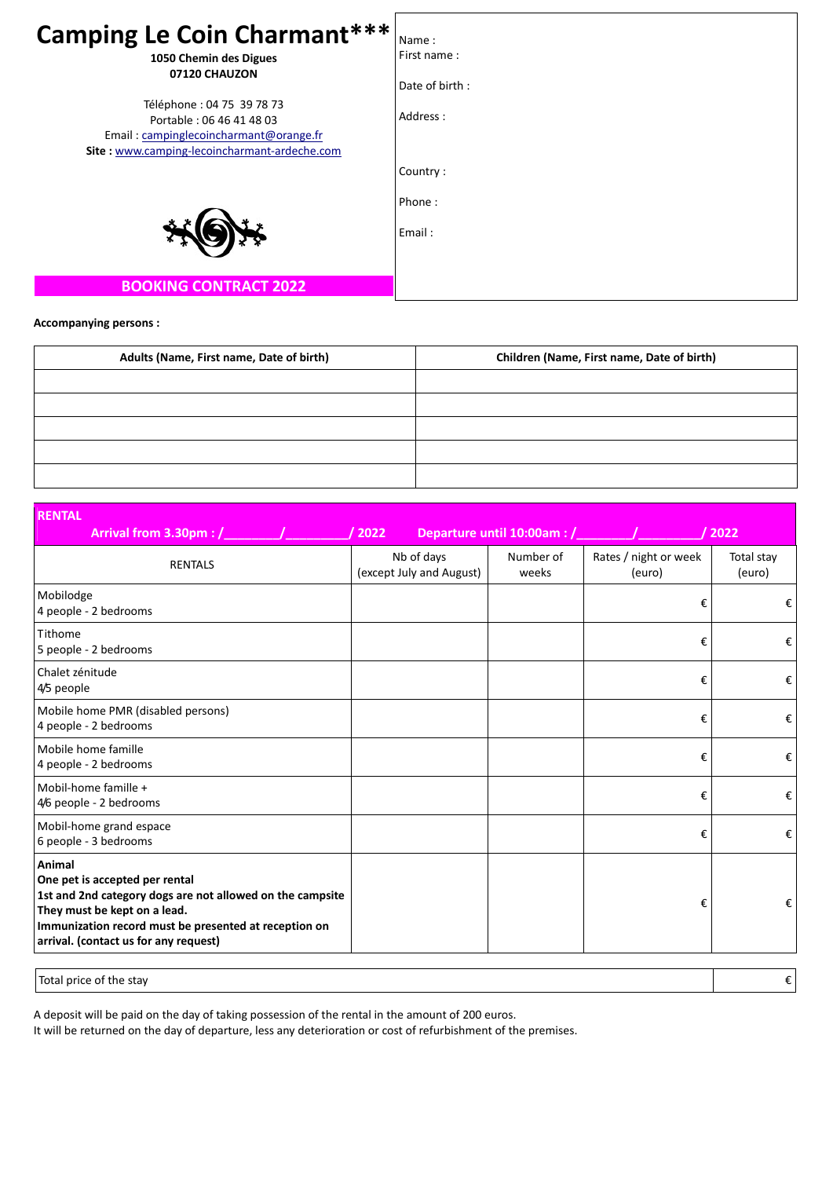# Camping Le Coin Charmant***

**1050 Chemin des Digues**
**07120 CHAUZON**

Téléphone : 04 75 39 78 73
Portable : 06 46 41 48 03
Email : campinglecoincharmant@orange.fr
**Site :** www.camping-lecoincharmant-ardeche.com

Name :
First name :

Date of birth :

Address :

Country :

Phone :

Email :

## BOOKING CONTRACT 2022

**Accompanying persons :**

| Adults (Name, First name, Date of birth) | Children (Name, First name, Date of birth) |
|---|---|
| | |
| | |
| | |
| | |
| | |

**RENTAL**

**Arrival from 3.30pm : /\_\_\_\_\_\_\_\_/\_\_\_\_\_\_\_\_\_/ 2022 Departure until 10:00am : /\_\_\_\_\_\_\_\_/\_\_\_\_\_\_\_\_\_/ 2022**

| RENTALS | Nb of days (except July and August) | Number of weeks | Rates / night or week (euro) | Total stay (euro) |
|---|---|---|---|---|
| Mobilodge<br>4 people - 2 bedrooms | | | € | € |
| Tithome<br>5 people - 2 bedrooms | | | € | € |
| Chalet zénitude<br>4/5 people | | | € | € |
| Mobile home PMR (disabled persons)<br>4 people - 2 bedrooms | | | € | € |
| Mobile home famille<br>4 people - 2 bedrooms | | | € | € |
| Mobil-home famille +<br>4/6 people - 2 bedrooms | | | € | € |
| Mobil-home grand espace<br>6 people - 3 bedrooms | | | € | € |
| **Animal**<br>**One pet is accepted per rental**<br>**1st and 2nd category dogs are not allowed on the campsite**<br>**They must be kept on a lead.**<br>**Immunization record must be presented at reception on arrival. (contact us for any request)** | | | € | € |

| Total price of the stay | € |
|---|---|

A deposit will be paid on the day of taking possession of the rental in the amount of 200 euros.
It will be returned on the day of departure, less any deterioration or cost of refurbishment of the premises.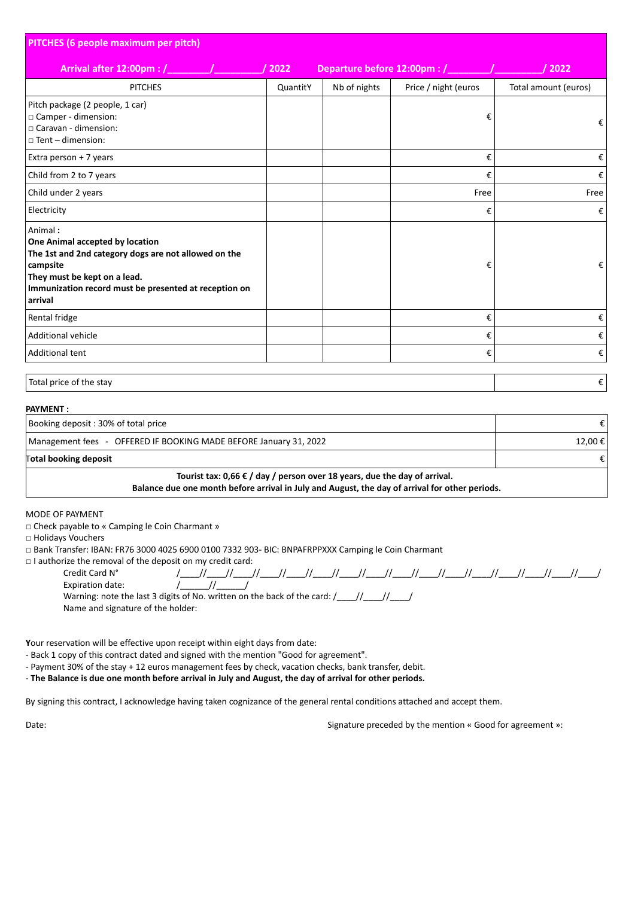## PITCHES (6 people maximum per pitch)

**Arrival after 12:00pm : /________/_________/ 2022** **Departure before 12:00pm : /________/_________/ 2022**

| PITCHES | QuantitY | Nb of nights | Price / night (euros | Total amount (euros) |
|---|---|---|---|---|
| Pitch package (2 people, 1 car)<br>□ Camper - dimension:<br>□ Caravan - dimension:<br>□ Tent – dimension: | | | € | € |
| Extra person + 7 years | | | € | € |
| Child from 2 to 7 years | | | € | € |
| Child under 2 years | | | Free | Free |
| Electricity | | | € | € |
| Animal **:**<br>**One Animal accepted by location**<br>**The 1st and 2nd category dogs are not allowed on the campsite**<br>**They must be kept on a lead.**<br>**Immunization record must be presented at reception on arrival** | | | € | € |
| Rental fridge | | | € | € |
| Additional vehicle | | | € | € |
| Additional tent | | | € | € |

| Total price of the stay | € |
|---|---|

**PAYMENT :**

| Booking deposit : 30% of total price | € |
|---|---|
| Management fees - OFFERED IF BOOKING MADE BEFORE January 31, 2022 | 12,00 € |
| **Total booking deposit** | € |

**Tourist tax: 0,66 € / day / person over 18 years, due the day of arrival.**
**Balance due one month before arrival in July and August, the day of arrival for other periods.**

MODE OF PAYMENT

□ Check payable to « Camping le Coin Charmant »
□ Holidays Vouchers
□ Bank Transfer: IBAN: FR76 3000 4025 6900 0100 7332 903- BIC: BNPAFRPPXXX Camping le Coin Charmant
□ I authorize the removal of the deposit on my credit card:

Credit Card N° /____//____//____//____//____//____//____//____//____//____//____//____//____//____//____//____/
Expiration date: /______//______/
Warning: note the last 3 digits of No. written on the back of the card: /____//____//____/
Name and signature of the holder:

**Y**our reservation will be effective upon receipt within eight days from date:

- Back 1 copy of this contract dated and signed with the mention "Good for agreement".
- Payment 30% of the stay + 12 euros management fees by check, vacation checks, bank transfer, debit.
- **The Balance is due one month before arrival in July and August, the day of arrival for other periods.**

By signing this contract, I acknowledge having taken cognizance of the general rental conditions attached and accept them.

Date: Signature preceded by the mention « Good for agreement »: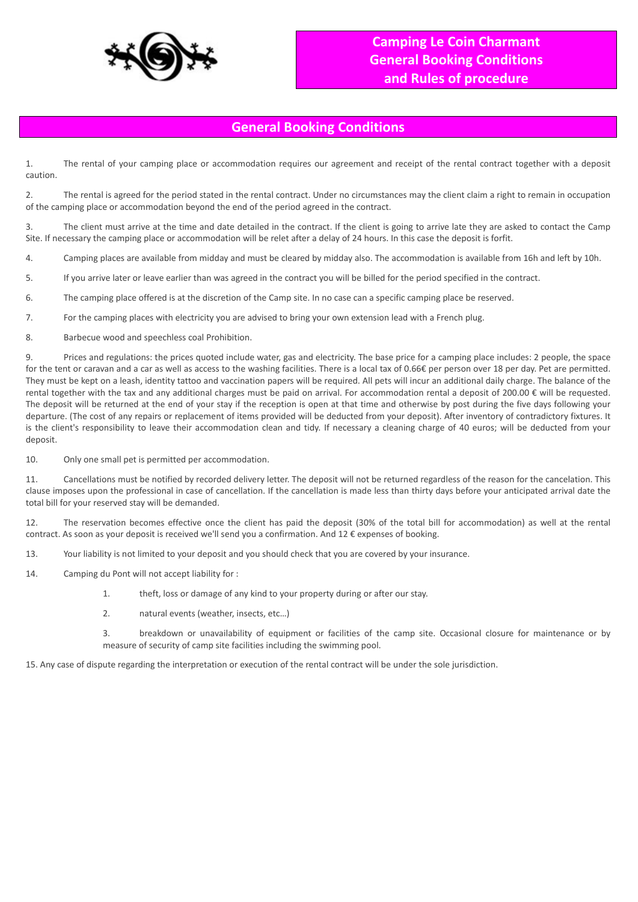# Camping Le Coin Charmant General Booking Conditions and Rules of procedure

## General Booking Conditions

1. The rental of your camping place or accommodation requires our agreement and receipt of the rental contract together with a deposit caution.

2. The rental is agreed for the period stated in the rental contract. Under no circumstances may the client claim a right to remain in occupation of the camping place or accommodation beyond the end of the period agreed in the contract.

3. The client must arrive at the time and date detailed in the contract. If the client is going to arrive late they are asked to contact the Camp Site. If necessary the camping place or accommodation will be relet after a delay of 24 hours. In this case the deposit is forfit.

4. Camping places are available from midday and must be cleared by midday also. The accommodation is available from 16h and left by 10h.

5. If you arrive later or leave earlier than was agreed in the contract you will be billed for the period specified in the contract.

6. The camping place offered is at the discretion of the Camp site. In no case can a specific camping place be reserved.

7. For the camping places with electricity you are advised to bring your own extension lead with a French plug.

8. Barbecue wood and speechless coal Prohibition.

9. Prices and regulations: the prices quoted include water, gas and electricity. The base price for a camping place includes: 2 people, the space for the tent or caravan and a car as well as access to the washing facilities. There is a local tax of 0.66€ per person over 18 per day. Pet are permitted. They must be kept on a leash, identity tattoo and vaccination papers will be required. All pets will incur an additional daily charge. The balance of the rental together with the tax and any additional charges must be paid on arrival. For accommodation rental a deposit of 200.00 € will be requested. The deposit will be returned at the end of your stay if the reception is open at that time and otherwise by post during the five days following your departure. (The cost of any repairs or replacement of items provided will be deducted from your deposit). After inventory of contradictory fixtures. It is the client's responsibility to leave their accommodation clean and tidy. If necessary a cleaning charge of 40 euros; will be deducted from your deposit.

10. Only one small pet is permitted per accommodation.

11. Cancellations must be notified by recorded delivery letter. The deposit will not be returned regardless of the reason for the cancelation. This clause imposes upon the professional in case of cancellation. If the cancellation is made less than thirty days before your anticipated arrival date the total bill for your reserved stay will be demanded.

12. The reservation becomes effective once the client has paid the deposit (30% of the total bill for accommodation) as well at the rental contract. As soon as your deposit is received we'll send you a confirmation. And 12 € expenses of booking.

13. Your liability is not limited to your deposit and you should check that you are covered by your insurance.

14. Camping du Pont will not accept liability for :

    1. theft, loss or damage of any kind to your property during or after our stay.
    2. natural events (weather, insects, etc…)
    3. breakdown or unavailability of equipment or facilities of the camp site. Occasional closure for maintenance or by measure of security of camp site facilities including the swimming pool.

15. Any case of dispute regarding the interpretation or execution of the rental contract will be under the sole jurisdiction.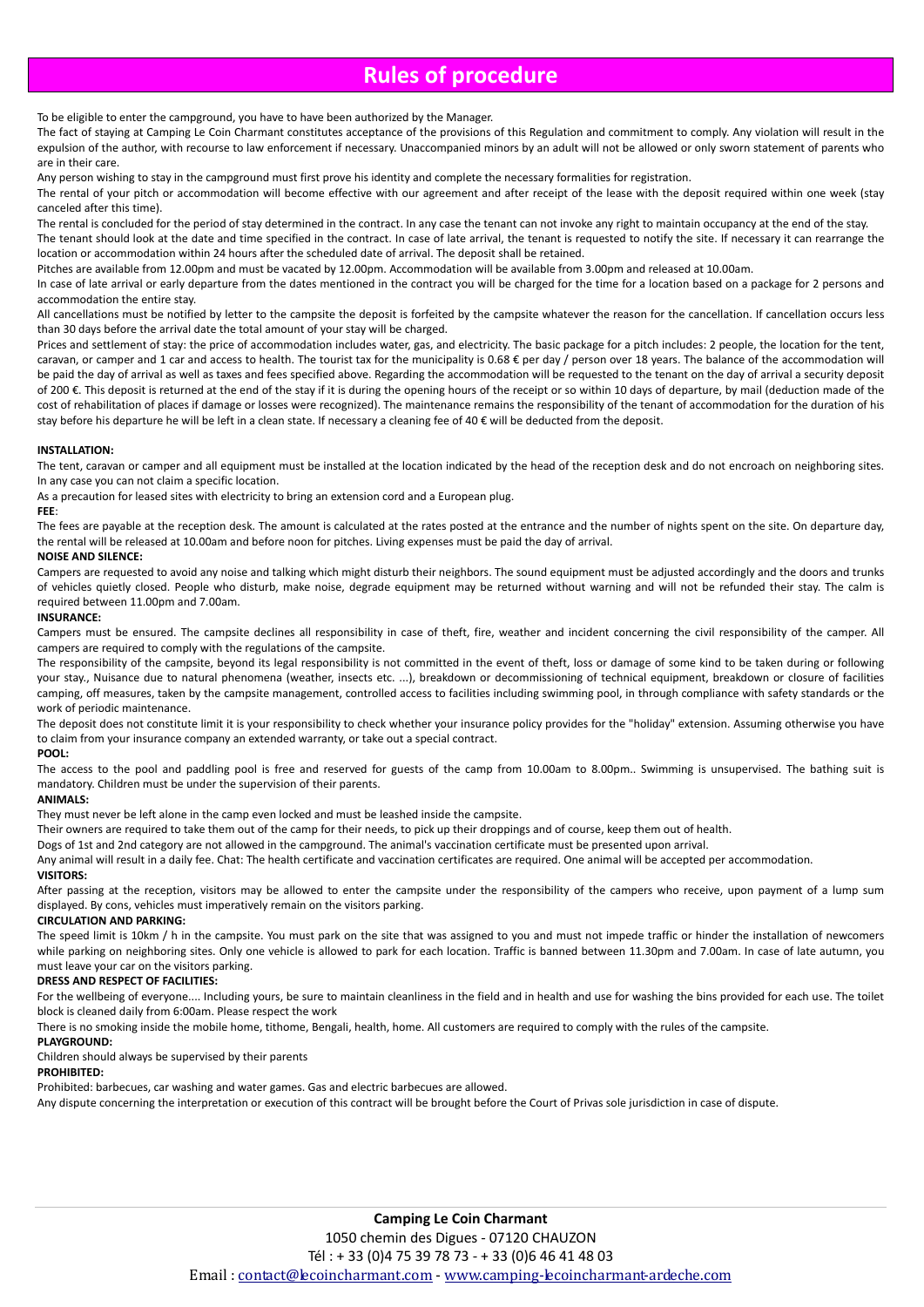# Rules of procedure

To be eligible to enter the campground, you have to have been authorized by the Manager.

The fact of staying at Camping Le Coin Charmant constitutes acceptance of the provisions of this Regulation and commitment to comply. Any violation will result in the expulsion of the author, with recourse to law enforcement if necessary. Unaccompanied minors by an adult will not be allowed or only sworn statement of parents who are in their care.

Any person wishing to stay in the campground must first prove his identity and complete the necessary formalities for registration.

The rental of your pitch or accommodation will become effective with our agreement and after receipt of the lease with the deposit required within one week (stay canceled after this time).

The rental is concluded for the period of stay determined in the contract. In any case the tenant can not invoke any right to maintain occupancy at the end of the stay.

The tenant should look at the date and time specified in the contract. In case of late arrival, the tenant is requested to notify the site. If necessary it can rearrange the location or accommodation within 24 hours after the scheduled date of arrival. The deposit shall be retained.

Pitches are available from 12.00pm and must be vacated by 12.00pm. Accommodation will be available from 3.00pm and released at 10.00am.

In case of late arrival or early departure from the dates mentioned in the contract you will be charged for the time for a location based on a package for 2 persons and accommodation the entire stay.

All cancellations must be notified by letter to the campsite the deposit is forfeited by the campsite whatever the reason for the cancellation. If cancellation occurs less than 30 days before the arrival date the total amount of your stay will be charged.

Prices and settlement of stay: the price of accommodation includes water, gas, and electricity. The basic package for a pitch includes: 2 people, the location for the tent, caravan, or camper and 1 car and access to health. The tourist tax for the municipality is 0.68 € per day / person over 18 years. The balance of the accommodation will be paid the day of arrival as well as taxes and fees specified above. Regarding the accommodation will be requested to the tenant on the day of arrival a security deposit of 200 €. This deposit is returned at the end of the stay if it is during the opening hours of the receipt or so within 10 days of departure, by mail (deduction made of the cost of rehabilitation of places if damage or losses were recognized). The maintenance remains the responsibility of the tenant of accommodation for the duration of his stay before his departure he will be left in a clean state. If necessary a cleaning fee of 40 € will be deducted from the deposit.

**INSTALLATION:**

The tent, caravan or camper and all equipment must be installed at the location indicated by the head of the reception desk and do not encroach on neighboring sites. In any case you can not claim a specific location.

As a precaution for leased sites with electricity to bring an extension cord and a European plug.

**FEE**:

The fees are payable at the reception desk. The amount is calculated at the rates posted at the entrance and the number of nights spent on the site. On departure day, the rental will be released at 10.00am and before noon for pitches. Living expenses must be paid the day of arrival.

**NOISE AND SILENCE:**

Campers are requested to avoid any noise and talking which might disturb their neighbors. The sound equipment must be adjusted accordingly and the doors and trunks of vehicles quietly closed. People who disturb, make noise, degrade equipment may be returned without warning and will not be refunded their stay. The calm is required between 11.00pm and 7.00am.

**INSURANCE:**

Campers must be ensured. The campsite declines all responsibility in case of theft, fire, weather and incident concerning the civil responsibility of the camper. All campers are required to comply with the regulations of the campsite.

The responsibility of the campsite, beyond its legal responsibility is not committed in the event of theft, loss or damage of some kind to be taken during or following your stay., Nuisance due to natural phenomena (weather, insects etc. ...), breakdown or decommissioning of technical equipment, breakdown or closure of facilities camping, off measures, taken by the campsite management, controlled access to facilities including swimming pool, in through compliance with safety standards or the work of periodic maintenance.

The deposit does not constitute limit it is your responsibility to check whether your insurance policy provides for the "holiday" extension. Assuming otherwise you have to claim from your insurance company an extended warranty, or take out a special contract.

**POOL:**

The access to the pool and paddling pool is free and reserved for guests of the camp from 10.00am to 8.00pm.. Swimming is unsupervised. The bathing suit is mandatory. Children must be under the supervision of their parents.

**ANIMALS:**

They must never be left alone in the camp even locked and must be leashed inside the campsite.

Their owners are required to take them out of the camp for their needs, to pick up their droppings and of course, keep them out of health.

Dogs of 1st and 2nd category are not allowed in the campground. The animal's vaccination certificate must be presented upon arrival.

Any animal will result in a daily fee. Chat: The health certificate and vaccination certificates are required. One animal will be accepted per accommodation.

**VISITORS:**

After passing at the reception, visitors may be allowed to enter the campsite under the responsibility of the campers who receive, upon payment of a lump sum displayed. By cons, vehicles must imperatively remain on the visitors parking.

**CIRCULATION AND PARKING:**

The speed limit is 10km / h in the campsite. You must park on the site that was assigned to you and must not impede traffic or hinder the installation of newcomers while parking on neighboring sites. Only one vehicle is allowed to park for each location. Traffic is banned between 11.30pm and 7.00am. In case of late autumn, you must leave your car on the visitors parking.

**DRESS AND RESPECT OF FACILITIES:**

For the wellbeing of everyone.... Including yours, be sure to maintain cleanliness in the field and in health and use for washing the bins provided for each use. The toilet block is cleaned daily from 6:00am. Please respect the work

There is no smoking inside the mobile home, tithome, Bengali, health, home. All customers are required to comply with the rules of the campsite.

**PLAYGROUND:**

Children should always be supervised by their parents

**PROHIBITED:**

Prohibited: barbecues, car washing and water games. Gas and electric barbecues are allowed.

Any dispute concerning the interpretation or execution of this contract will be brought before the Court of Privas sole jurisdiction in case of dispute.

**Camping Le Coin Charmant**
1050 chemin des Digues - 07120 CHAUZON
Tél : + 33 (0)4 75 39 78 73 - + 33 (0)6 46 41 48 03
Email : contact@lecoincharmant.com - www.camping-lecoincharmant-ardeche.com